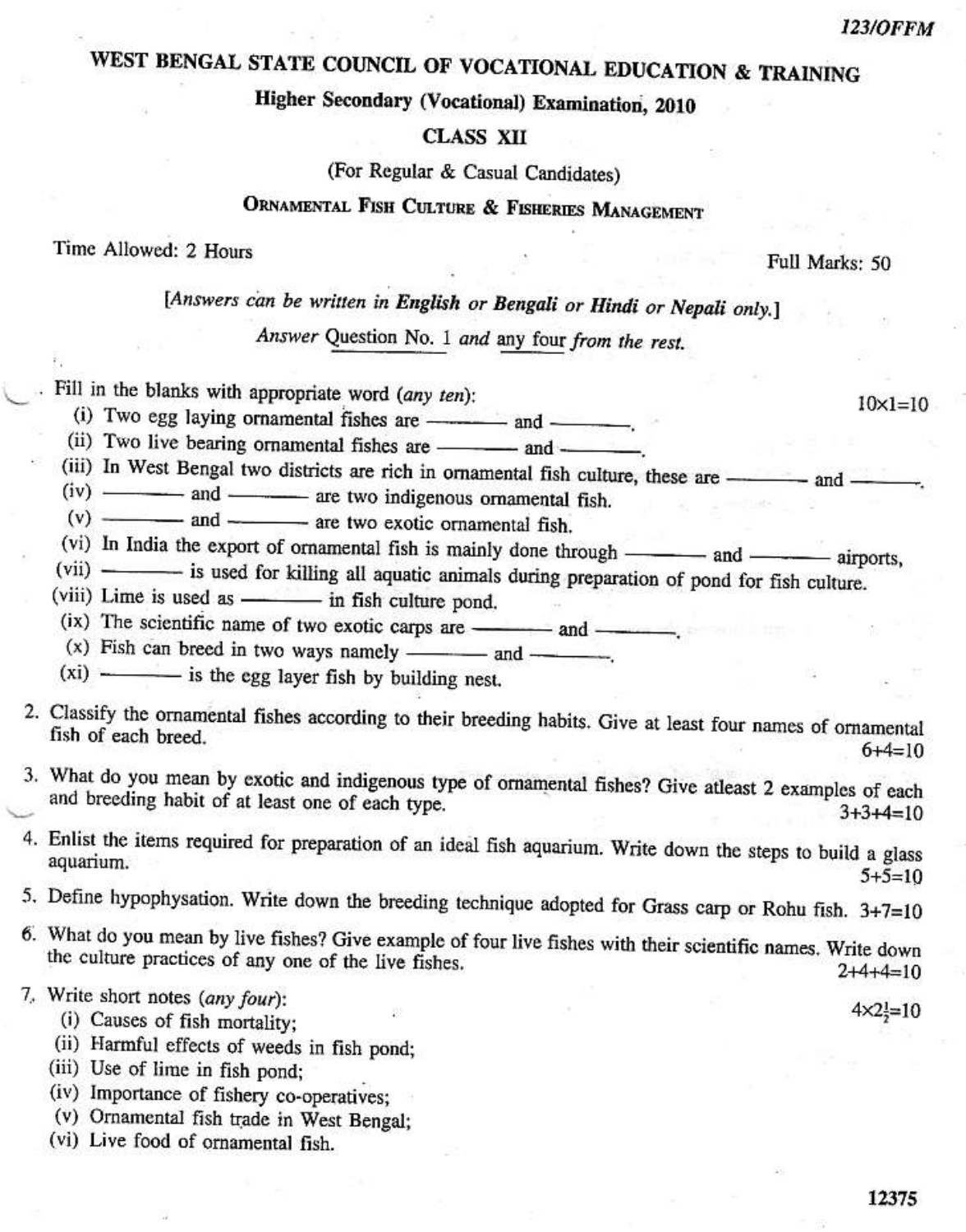123/OFFM

# WEST BENGAL STATE COUNCIL OF VOCATIONAL EDUCATION & TRAINING

## Higher Secondary (Vocational) Examination, 2010

## CLASS XII

(For Regular & Casual Candidates)

## ORNAMENTAL FISH CULTURE & FISHERIES MANAGEMENT

Time Allowed: 2 Hours

Full Marks: 50

*[Answers can be written in **English** or **Bengali** or **Hindi** or **Nepali** only.]*

*Answer* Question No. 1 *and* any four *from the rest.*

1. Fill in the blanks with appropriate word (*any ten*): 10×1=10
   - (i) Two egg laying ornamental fishes are ——— and ———.
   - (ii) Two live bearing ornamental fishes are ——— and ———.
   - (iii) In West Bengal two districts are rich in ornamental fish culture, these are ——— and ———.
   - (iv) ——— and ——— are two indigenous ornamental fish.
   - (v) ——— and ——— are two exotic ornamental fish.
   - (vi) In India the export of ornamental fish is mainly done through ——— and ——— airports,
   - (vii) ——— is used for killing all aquatic animals during preparation of pond for fish culture.
   - (viii) Lime is used as ——— in fish culture pond.
   - (ix) The scientific name of two exotic carps are ——— and ———.
   - (x) Fish can breed in two ways namely ——— and ———.
   - (xi) ——— is the egg layer fish by building nest.

2. Classify the ornamental fishes according to their breeding habits. Give at least four names of ornamental fish of each breed. 6+4=10

3. What do you mean by exotic and indigenous type of ornamental fishes? Give atleast 2 examples of each and breeding habit of at least one of each type. 3+3+4=10

4. Enlist the items required for preparation of an ideal fish aquarium. Write down the steps to build a glass aquarium. 5+5=10

5. Define hypophysation. Write down the breeding technique adopted for Grass carp or Rohu fish. 3+7=10

6. What do you mean by live fishes? Give example of four live fishes with their scientific names. Write down the culture practices of any one of the live fishes. 2+4+4=10

7. Write short notes (*any four*): $4 \times 2\frac{1}{2}=10$
   - (i) Causes of fish mortality;
   - (ii) Harmful effects of weeds in fish pond;
   - (iii) Use of lime in fish pond;
   - (iv) Importance of fishery co-operatives;
   - (v) Ornamental fish trade in West Bengal;
   - (vi) Live food of ornamental fish.

12375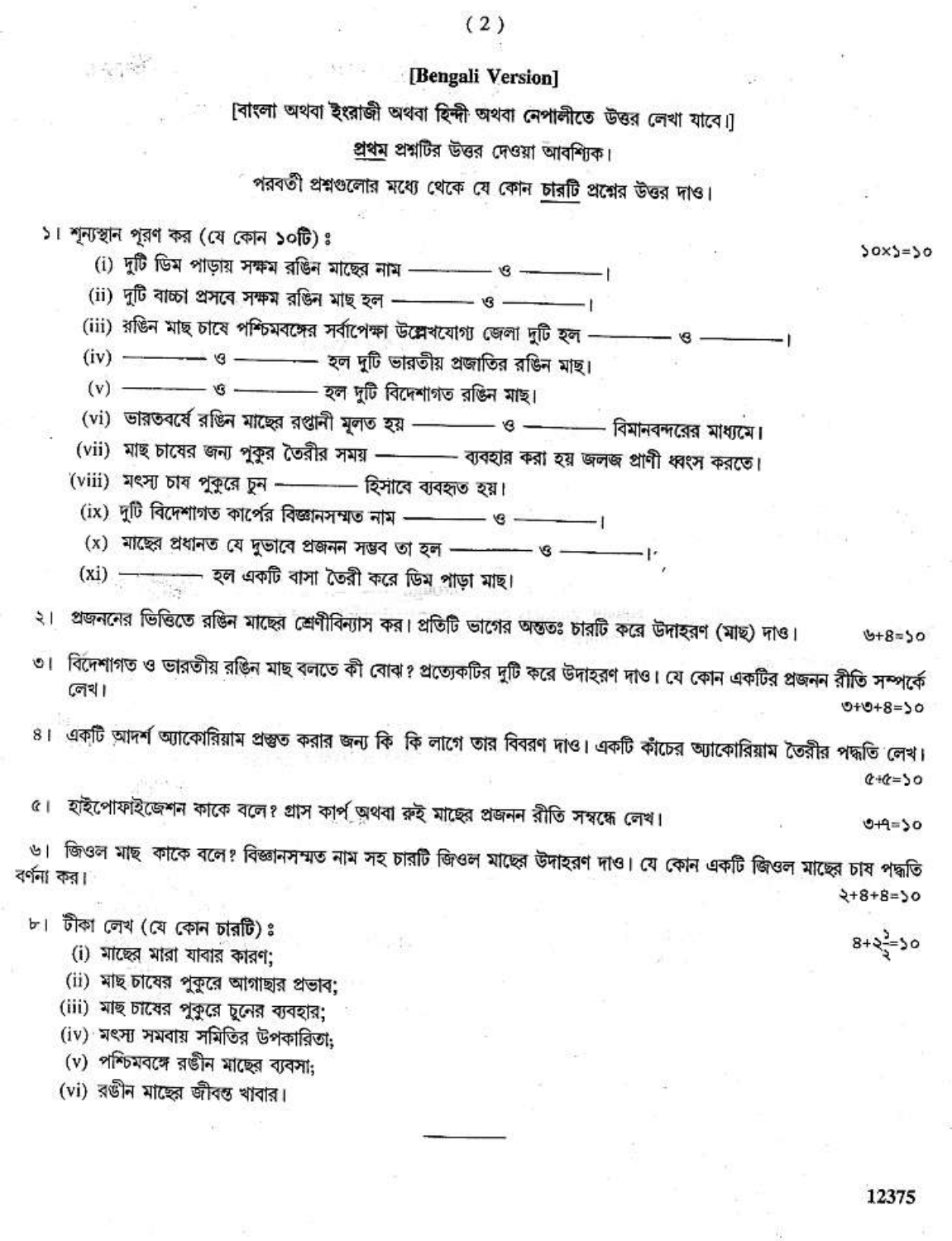## [Bengali Version]

[বাংলা অথবা ইংরাজী অথবা হিন্দী অথবা নেপালীতে উত্তর লেখা যাবে।]

**প্রথম** প্রশ্নটির উত্তর দেওয়া আবশ্যিক।

পরবর্তী প্রশ্নগুলোর মধ্যে থেকে যে কোন **চারটি** প্রশ্নের উত্তর দাও।

১। শূন্যস্থান পূরণ কর (যে কোন **১০টি**) : ১০×১=১০

(i) দুটি ডিম পাড়ায় সক্ষম রঙিন মাছের নাম ———— ও ————।

(ii) দুটি বাচ্চা প্রসবে সক্ষম রঙিন মাছ হল ———— ও ————।

(iii) রঙিন মাছ চাষে পশ্চিমবঙ্গের সর্বাপেক্ষা উল্লেখযোগ্য জেলা দুটি হল ———— ও ————।

(iv) ———— ও ———— হল দুটি ভারতীয় প্রজাতির রঙিন মাছ।

(v) ———— ও ———— হল দুটি বিদেশাগত রঙিন মাছ।

(vi) ভারতবর্ষে রঙিন মাছের রপ্তানী মূলত হয় ———— ও ———— বিমানবন্দরের মাধ্যমে।

(vii) মাছ চাষের জন্য পুকুর তৈরীর সময় ———— ব্যবহার করা হয় জলজ প্রাণী ধ্বংস করতে।

(viii) মৎস্য চাষ পুকুরে চুন ———— হিসাবে ব্যবহৃত হয়।

(ix) দুটি বিদেশাগত কার্পের বিজ্ঞানসম্মত নাম ———— ও ————।

(x) মাছের প্রধানত যে দুভাবে প্রজনন সম্ভব তা হল ———— ও ————।

(xi) ———— হল একটি বাসা তৈরী করে ডিম পাড়া মাছ।

২। প্রজননের ভিত্তিতে রঙিন মাছের শ্রেণীবিন্যাস কর। প্রতিটি ভাগের অন্ততঃ চারটি করে উদাহরণ (মাছ) দাও। ৬+৪=১০

৩। বিদেশাগত ও ভারতীয় রঙিন মাছ বলতে কী বোঝ? প্রত্যেকটির দুটি করে উদাহরণ দাও। যে কোন একটির প্রজনন রীতি সম্পর্কে লেখ। ৩+৩+৪=১০

৪। একটি আদর্শ অ্যাকোরিয়াম প্রস্তুত করার জন্য কি কি লাগে তার বিবরণ দাও। একটি কাঁচের অ্যাকোরিয়াম তৈরীর পদ্ধতি লেখ। ৫+৫=১০

৫। হাইপোফাইজেশন কাকে বলে? গ্রাস কার্প অথবা রুই মাছের প্রজনন রীতি সম্বন্ধে লেখ। ৩+৭=১০

৬। জিওল মাছ কাকে বলে? বিজ্ঞানসম্মত নাম সহ চারটি জিওল মাছের উদাহরণ দাও। যে কোন একটি জিওল মাছের চাষ পদ্ধতি বর্ণনা কর। ২+৪+৪=১০

৮। টীকা লেখ (যে কোন **চারটি**) : ৪+২½=১০

(i) মাছের মারা যাবার কারণ;

(ii) মাছ চাষের পুকুরে আগাছার প্রভাব;

(iii) মাছ চাষের পুকুরে চুনের ব্যবহার;

(iv) মৎস্য সমবায় সমিতির উপকারিতা;

(v) পশ্চিমবঙ্গে রঙীন মাছের ব্যবসা;

(vi) রঙীন মাছের জীবন্ত খাবার।

12375